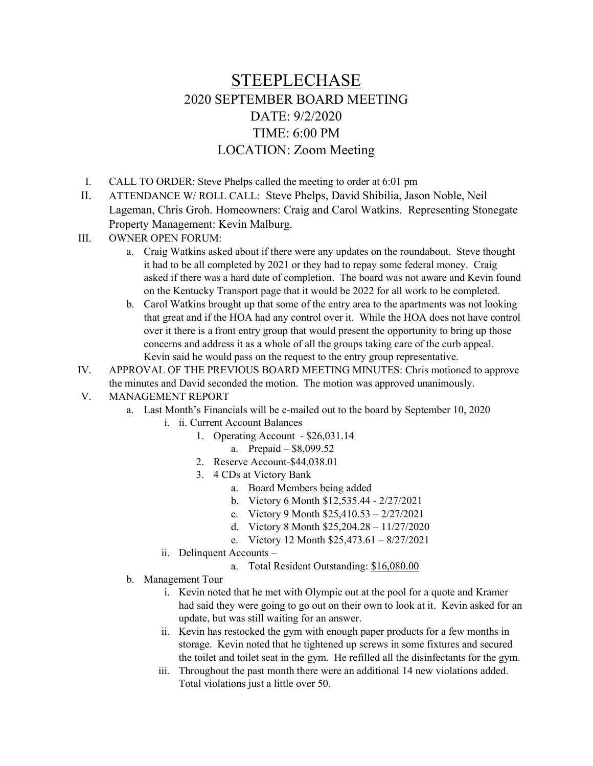# STEEPLECHASE

## 2020 SEPTEMBER BOARD MEETING

## DATE: 9/2/2020

## TIME: 6:00 PM

## LOCATION: Zoom Meeting

I. CALL TO ORDER: Steve Phelps called the meeting to order at 6:01 pm

II. ATTENDANCE W/ ROLL CALL: Steve Phelps, David Shibilia, Jason Noble, Neil Lageman, Chris Groh. Homeowners: Craig and Carol Watkins. Representing Stonegate Property Management: Kevin Malburg.

III. OWNER OPEN FORUM:

   a. Craig Watkins asked about if there were any updates on the roundabout. Steve thought it had to be all completed by 2021 or they had to repay some federal money. Craig asked if there was a hard date of completion. The board was not aware and Kevin found on the Kentucky Transport page that it would be 2022 for all work to be completed.

   b. Carol Watkins brought up that some of the entry area to the apartments was not looking that great and if the HOA had any control over it. While the HOA does not have control over it there is a front entry group that would present the opportunity to bring up those concerns and address it as a whole of all the groups taking care of the curb appeal. Kevin said he would pass on the request to the entry group representative.

IV. APPROVAL OF THE PREVIOUS BOARD MEETING MINUTES: Chris motioned to approve the minutes and David seconded the motion. The motion was approved unanimously.

V. MANAGEMENT REPORT

   a. Last Month's Financials will be e-mailed out to the board by September 10, 2020

      i. ii. Current Account Balances

         1. Operating Account - $26,031.14

            a. Prepaid – $8,099.52

         2. Reserve Account-$44,038.01

         3. 4 CDs at Victory Bank

            a. Board Members being added

            b. Victory 6 Month $12,535.44 - 2/27/2021

            c. Victory 9 Month $25,410.53 – 2/27/2021

            d. Victory 8 Month $25,204.28 – 11/27/2020

            e. Victory 12 Month $25,473.61 – 8/27/2021

      ii. Delinquent Accounts –

         a. Total Resident Outstanding: $16,080.00

   b. Management Tour

      i. Kevin noted that he met with Olympic out at the pool for a quote and Kramer had said they were going to go out on their own to look at it. Kevin asked for an update, but was still waiting for an answer.

      ii. Kevin has restocked the gym with enough paper products for a few months in storage. Kevin noted that he tightened up screws in some fixtures and secured the toilet and toilet seat in the gym. He refilled all the disinfectants for the gym.

      iii. Throughout the past month there were an additional 14 new violations added. Total violations just a little over 50.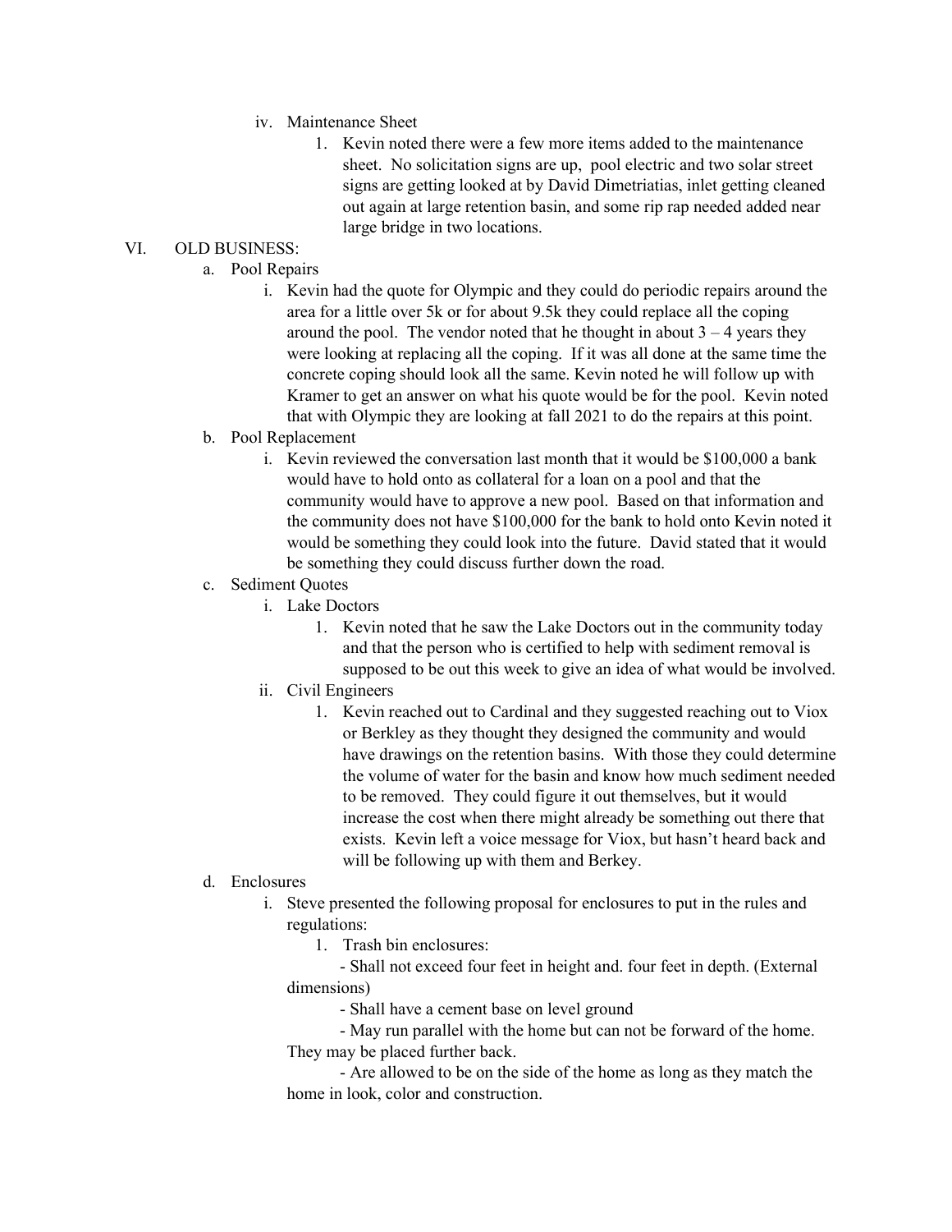iv. Maintenance Sheet

1. Kevin noted there were a few more items added to the maintenance sheet. No solicitation signs are up, pool electric and two solar street signs are getting looked at by David Dimetriatias, inlet getting cleaned out again at large retention basin, and some rip rap needed added near large bridge in two locations.

VI. OLD BUSINESS:

a. Pool Repairs

i. Kevin had the quote for Olympic and they could do periodic repairs around the area for a little over 5k or for about 9.5k they could replace all the coping around the pool. The vendor noted that he thought in about 3 – 4 years they were looking at replacing all the coping. If it was all done at the same time the concrete coping should look all the same. Kevin noted he will follow up with Kramer to get an answer on what his quote would be for the pool. Kevin noted that with Olympic they are looking at fall 2021 to do the repairs at this point.

b. Pool Replacement

i. Kevin reviewed the conversation last month that it would be $100,000 a bank would have to hold onto as collateral for a loan on a pool and that the community would have to approve a new pool. Based on that information and the community does not have $100,000 for the bank to hold onto Kevin noted it would be something they could look into the future. David stated that it would be something they could discuss further down the road.

c. Sediment Quotes

i. Lake Doctors

1. Kevin noted that he saw the Lake Doctors out in the community today and that the person who is certified to help with sediment removal is supposed to be out this week to give an idea of what would be involved.

ii. Civil Engineers

1. Kevin reached out to Cardinal and they suggested reaching out to Viox or Berkley as they thought they designed the community and would have drawings on the retention basins. With those they could determine the volume of water for the basin and know how much sediment needed to be removed. They could figure it out themselves, but it would increase the cost when there might already be something out there that exists. Kevin left a voice message for Viox, but hasn't heard back and will be following up with them and Berkey.

d. Enclosures

i. Steve presented the following proposal for enclosures to put in the rules and regulations:

1. Trash bin enclosures:

- Shall not exceed four feet in height and. four feet in depth. (External dimensions)
- Shall have a cement base on level ground
- May run parallel with the home but can not be forward of the home. They may be placed further back.
- Are allowed to be on the side of the home as long as they match the home in look, color and construction.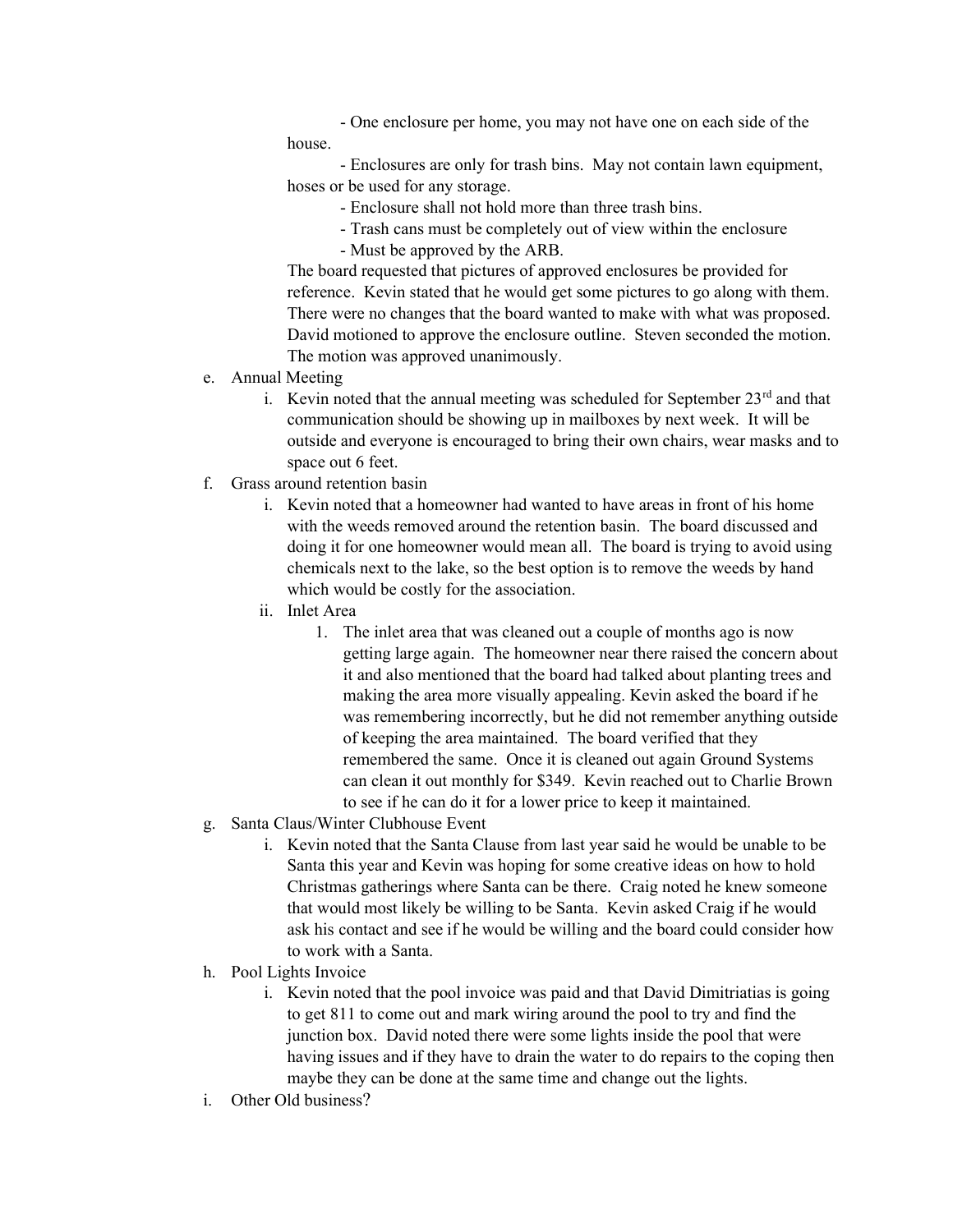- One enclosure per home, you may not have one on each side of the house.
- Enclosures are only for trash bins. May not contain lawn equipment, hoses or be used for any storage.
- Enclosure shall not hold more than three trash bins.
- Trash cans must be completely out of view within the enclosure
- Must be approved by the ARB.

The board requested that pictures of approved enclosures be provided for reference. Kevin stated that he would get some pictures to go along with them. There were no changes that the board wanted to make with what was proposed. David motioned to approve the enclosure outline. Steven seconded the motion. The motion was approved unanimously.

e. Annual Meeting
    i. Kevin noted that the annual meeting was scheduled for September 23rd and that communication should be showing up in mailboxes by next week. It will be outside and everyone is encouraged to bring their own chairs, wear masks and to space out 6 feet.

f. Grass around retention basin
    i. Kevin noted that a homeowner had wanted to have areas in front of his home with the weeds removed around the retention basin. The board discussed and doing it for one homeowner would mean all. The board is trying to avoid using chemicals next to the lake, so the best option is to remove the weeds by hand which would be costly for the association.
    ii. Inlet Area
        1. The inlet area that was cleaned out a couple of months ago is now getting large again. The homeowner near there raised the concern about it and also mentioned that the board had talked about planting trees and making the area more visually appealing. Kevin asked the board if he was remembering incorrectly, but he did not remember anything outside of keeping the area maintained. The board verified that they remembered the same. Once it is cleaned out again Ground Systems can clean it out monthly for $349. Kevin reached out to Charlie Brown to see if he can do it for a lower price to keep it maintained.

g. Santa Claus/Winter Clubhouse Event
    i. Kevin noted that the Santa Clause from last year said he would be unable to be Santa this year and Kevin was hoping for some creative ideas on how to hold Christmas gatherings where Santa can be there. Craig noted he knew someone that would most likely be willing to be Santa. Kevin asked Craig if he would ask his contact and see if he would be willing and the board could consider how to work with a Santa.

h. Pool Lights Invoice
    i. Kevin noted that the pool invoice was paid and that David Dimitriatias is going to get 811 to come out and mark wiring around the pool to try and find the junction box. David noted there were some lights inside the pool that were having issues and if they have to drain the water to do repairs to the coping then maybe they can be done at the same time and change out the lights.

i. Other Old business?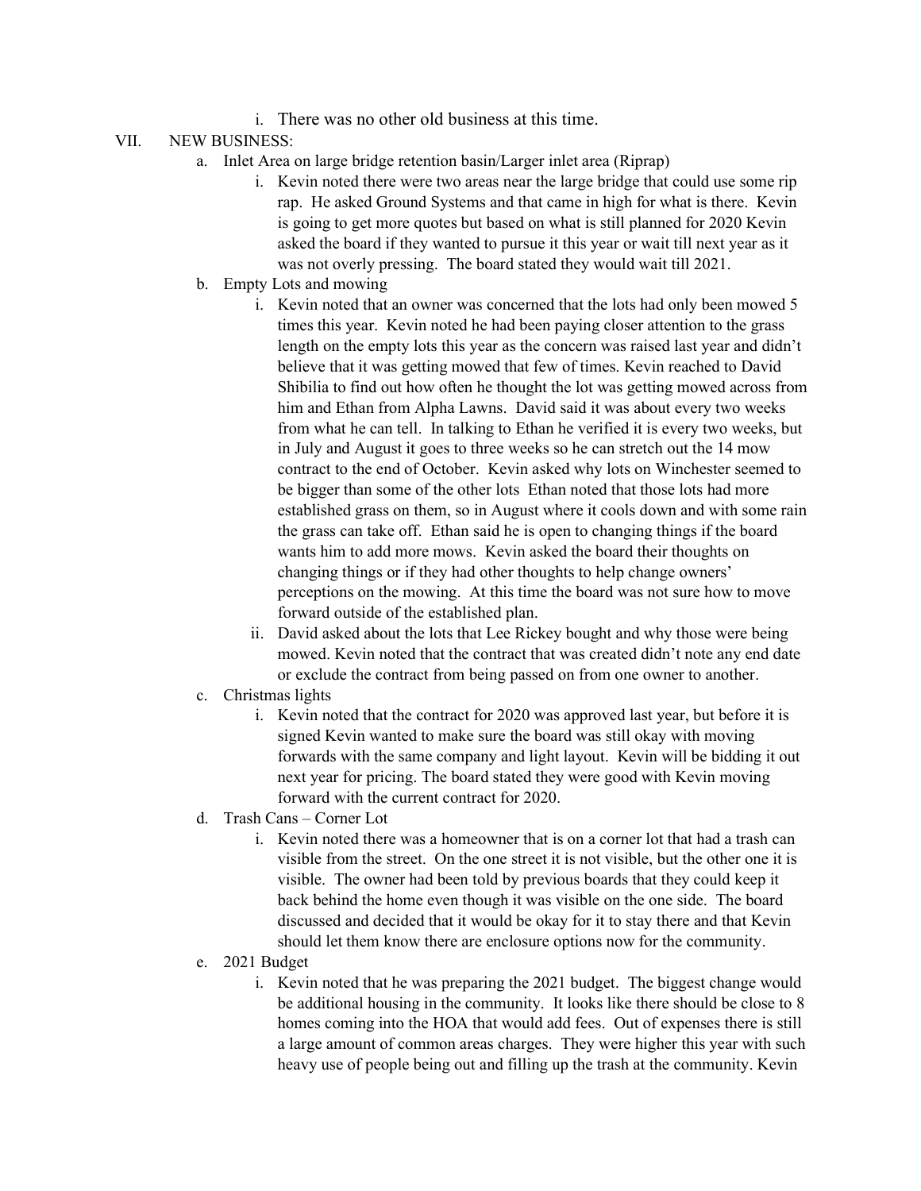i. There was no other old business at this time.

VII. NEW BUSINESS:

a. Inlet Area on large bridge retention basin/Larger inlet area (Riprap)

i. Kevin noted there were two areas near the large bridge that could use some rip rap. He asked Ground Systems and that came in high for what is there. Kevin is going to get more quotes but based on what is still planned for 2020 Kevin asked the board if they wanted to pursue it this year or wait till next year as it was not overly pressing. The board stated they would wait till 2021.

b. Empty Lots and mowing

i. Kevin noted that an owner was concerned that the lots had only been mowed 5 times this year. Kevin noted he had been paying closer attention to the grass length on the empty lots this year as the concern was raised last year and didn't believe that it was getting mowed that few of times. Kevin reached to David Shibilia to find out how often he thought the lot was getting mowed across from him and Ethan from Alpha Lawns. David said it was about every two weeks from what he can tell. In talking to Ethan he verified it is every two weeks, but in July and August it goes to three weeks so he can stretch out the 14 mow contract to the end of October. Kevin asked why lots on Winchester seemed to be bigger than some of the other lots Ethan noted that those lots had more established grass on them, so in August where it cools down and with some rain the grass can take off. Ethan said he is open to changing things if the board wants him to add more mows. Kevin asked the board their thoughts on changing things or if they had other thoughts to help change owners' perceptions on the mowing. At this time the board was not sure how to move forward outside of the established plan.

ii. David asked about the lots that Lee Rickey bought and why those were being mowed. Kevin noted that the contract that was created didn't note any end date or exclude the contract from being passed on from one owner to another.

c. Christmas lights

i. Kevin noted that the contract for 2020 was approved last year, but before it is signed Kevin wanted to make sure the board was still okay with moving forwards with the same company and light layout. Kevin will be bidding it out next year for pricing. The board stated they were good with Kevin moving forward with the current contract for 2020.

d. Trash Cans – Corner Lot

i. Kevin noted there was a homeowner that is on a corner lot that had a trash can visible from the street. On the one street it is not visible, but the other one it is visible. The owner had been told by previous boards that they could keep it back behind the home even though it was visible on the one side. The board discussed and decided that it would be okay for it to stay there and that Kevin should let them know there are enclosure options now for the community.

e. 2021 Budget

i. Kevin noted that he was preparing the 2021 budget. The biggest change would be additional housing in the community. It looks like there should be close to 8 homes coming into the HOA that would add fees. Out of expenses there is still a large amount of common areas charges. They were higher this year with such heavy use of people being out and filling up the trash at the community. Kevin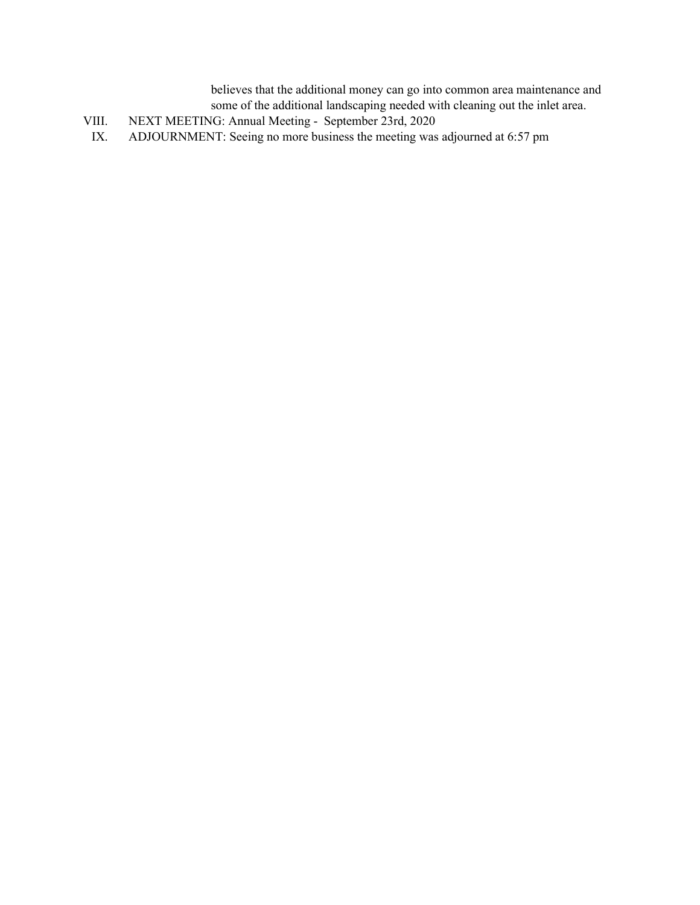believes that the additional money can go into common area maintenance and some of the additional landscaping needed with cleaning out the inlet area.

VIII. NEXT MEETING: Annual Meeting - September 23rd, 2020

IX. ADJOURNMENT: Seeing no more business the meeting was adjourned at 6:57 pm